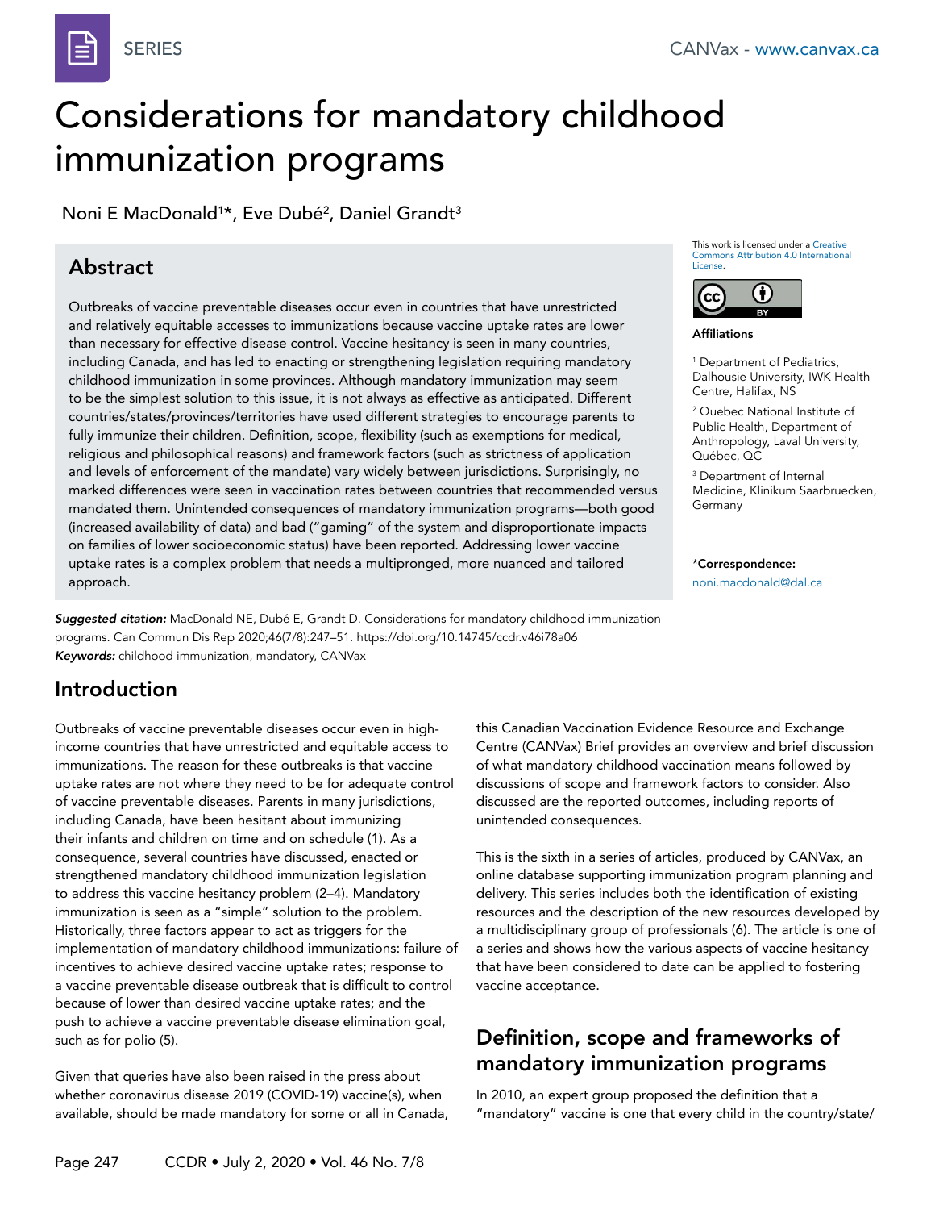# Considerations for mandatory childhood immunization programs

Noni E MacDonald[1]*, Eve Dubé[2], Daniel Grandt[3]

## Abstract

Outbreaks of vaccine preventable diseases occur even in countries that have unrestricted and relatively equitable accesses to immunizations because vaccine uptake rates are lower than necessary for effective disease control. Vaccine hesitancy is seen in many countries, including Canada, and has led to enacting or strengthening legislation requiring mandatory childhood immunization in some provinces. Although mandatory immunization may seem to be the simplest solution to this issue, it is not always as effective as anticipated. Different countries/states/provinces/territories have used different strategies to encourage parents to fully immunize their children. Definition, scope, flexibility (such as exemptions for medical, religious and philosophical reasons) and framework factors (such as strictness of application and levels of enforcement of the mandate) vary widely between jurisdictions. Surprisingly, no marked differences were seen in vaccination rates between countries that recommended versus mandated them. Unintended consequences of mandatory immunization programs—both good (increased availability of data) and bad ("gaming" of the system and disproportionate impacts on families of lower socioeconomic status) have been reported. Addressing lower vaccine uptake rates is a complex problem that needs a multipronged, more nuanced and tailored approach.

This work is licensed under a Creative Commons Attribution 4.0 International License.

**Affiliations**

[1] Department of Pediatrics, Dalhousie University, IWK Health Centre, Halifax, NS

[2] Quebec National Institute of Public Health, Department of Anthropology, Laval University, Québec, QC

[3] Department of Internal Medicine, Klinikum Saarbruecken, Germany

***Correspondence:** noni.macdonald@dal.ca

***Suggested citation:*** MacDonald NE, Dubé E, Grandt D. Considerations for mandatory childhood immunization programs. Can Commun Dis Rep 2020;46(7/8):247–51. https://doi.org/10.14745/ccdr.v46i78a06

***Keywords:*** childhood immunization, mandatory, CANVax

## Introduction

Outbreaks of vaccine preventable diseases occur even in high-income countries that have unrestricted and equitable access to immunizations. The reason for these outbreaks is that vaccine uptake rates are not where they need to be for adequate control of vaccine preventable diseases. Parents in many jurisdictions, including Canada, have been hesitant about immunizing their infants and children on time and on schedule (1). As a consequence, several countries have discussed, enacted or strengthened mandatory childhood immunization legislation to address this vaccine hesitancy problem (2–4). Mandatory immunization is seen as a "simple" solution to the problem. Historically, three factors appear to act as triggers for the implementation of mandatory childhood immunizations: failure of incentives to achieve desired vaccine uptake rates; response to a vaccine preventable disease outbreak that is difficult to control because of lower than desired vaccine uptake rates; and the push to achieve a vaccine preventable disease elimination goal, such as for polio (5).

Given that queries have also been raised in the press about whether coronavirus disease 2019 (COVID-19) vaccine(s), when available, should be made mandatory for some or all in Canada, this Canadian Vaccination Evidence Resource and Exchange Centre (CANVax) Brief provides an overview and brief discussion of what mandatory childhood vaccination means followed by discussions of scope and framework factors to consider. Also discussed are the reported outcomes, including reports of unintended consequences.

This is the sixth in a series of articles, produced by CANVax, an online database supporting immunization program planning and delivery. This series includes both the identification of existing resources and the description of the new resources developed by a multidisciplinary group of professionals (6). The article is one of a series and shows how the various aspects of vaccine hesitancy that have been considered to date can be applied to fostering vaccine acceptance.

## Definition, scope and frameworks of mandatory immunization programs

In 2010, an expert group proposed the definition that a "mandatory" vaccine is one that every child in the country/state/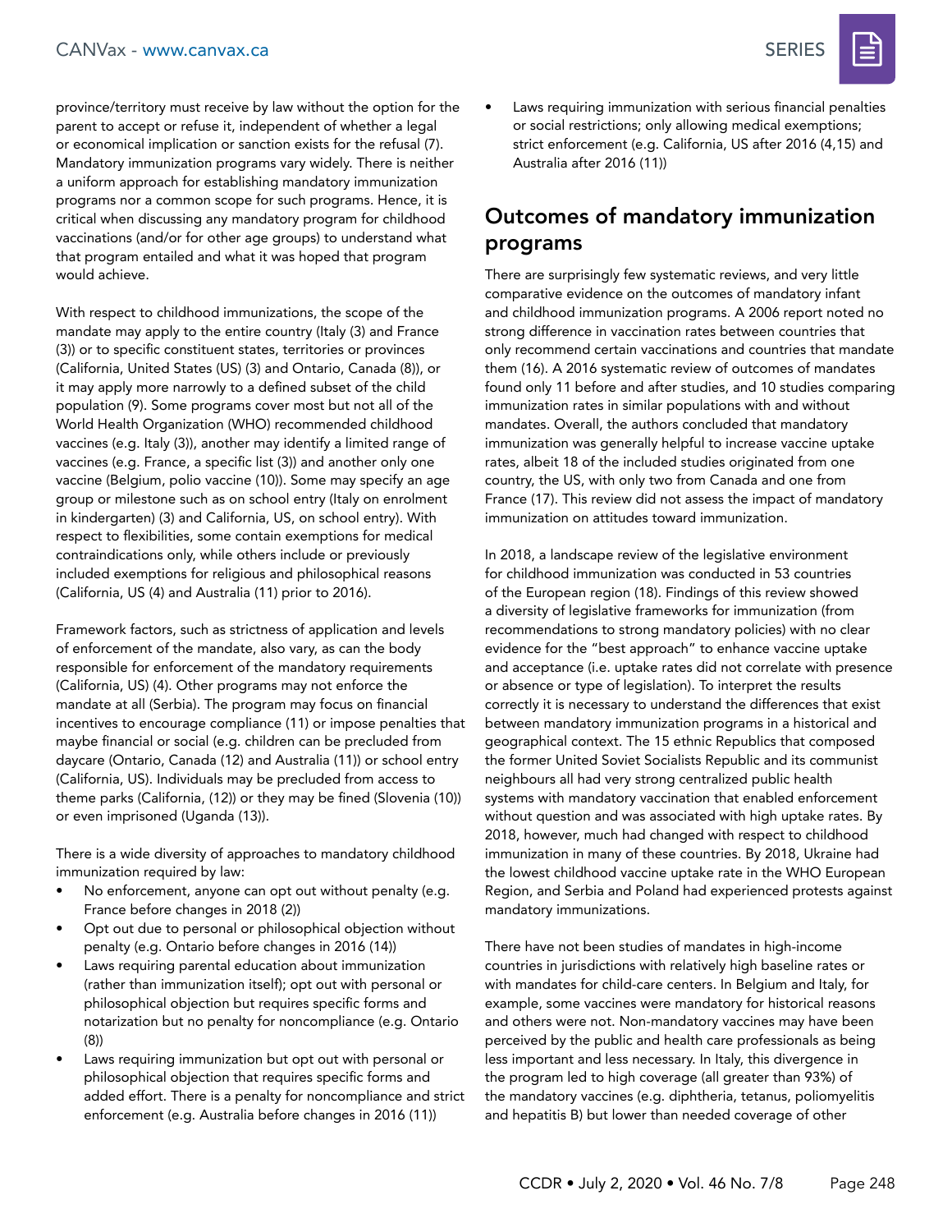province/territory must receive by law without the option for the parent to accept or refuse it, independent of whether a legal or economical implication or sanction exists for the refusal (7). Mandatory immunization programs vary widely. There is neither a uniform approach for establishing mandatory immunization programs nor a common scope for such programs. Hence, it is critical when discussing any mandatory program for childhood vaccinations (and/or for other age groups) to understand what that program entailed and what it was hoped that program would achieve.

With respect to childhood immunizations, the scope of the mandate may apply to the entire country (Italy (3) and France (3)) or to specific constituent states, territories or provinces (California, United States (US) (3) and Ontario, Canada (8)), or it may apply more narrowly to a defined subset of the child population (9). Some programs cover most but not all of the World Health Organization (WHO) recommended childhood vaccines (e.g. Italy (3)), another may identify a limited range of vaccines (e.g. France, a specific list (3)) and another only one vaccine (Belgium, polio vaccine (10)). Some may specify an age group or milestone such as on school entry (Italy on enrolment in kindergarten) (3) and California, US, on school entry). With respect to flexibilities, some contain exemptions for medical contraindications only, while others include or previously included exemptions for religious and philosophical reasons (California, US (4) and Australia (11) prior to 2016).

Framework factors, such as strictness of application and levels of enforcement of the mandate, also vary, as can the body responsible for enforcement of the mandatory requirements (California, US) (4). Other programs may not enforce the mandate at all (Serbia). The program may focus on financial incentives to encourage compliance (11) or impose penalties that maybe financial or social (e.g. children can be precluded from daycare (Ontario, Canada (12) and Australia (11)) or school entry (California, US). Individuals may be precluded from access to theme parks (California, (12)) or they may be fined (Slovenia (10)) or even imprisoned (Uganda (13)).

There is a wide diversity of approaches to mandatory childhood immunization required by law:

- No enforcement, anyone can opt out without penalty (e.g. France before changes in 2018 (2))
- Opt out due to personal or philosophical objection without penalty (e.g. Ontario before changes in 2016 (14))
- Laws requiring parental education about immunization (rather than immunization itself); opt out with personal or philosophical objection but requires specific forms and notarization but no penalty for noncompliance (e.g. Ontario (8))
- Laws requiring immunization but opt out with personal or philosophical objection that requires specific forms and added effort. There is a penalty for noncompliance and strict enforcement (e.g. Australia before changes in 2016 (11))
- Laws requiring immunization with serious financial penalties or social restrictions; only allowing medical exemptions; strict enforcement (e.g. California, US after 2016 (4,15) and Australia after 2016 (11))

## Outcomes of mandatory immunization programs

There are surprisingly few systematic reviews, and very little comparative evidence on the outcomes of mandatory infant and childhood immunization programs. A 2006 report noted no strong difference in vaccination rates between countries that only recommend certain vaccinations and countries that mandate them (16). A 2016 systematic review of outcomes of mandates found only 11 before and after studies, and 10 studies comparing immunization rates in similar populations with and without mandates. Overall, the authors concluded that mandatory immunization was generally helpful to increase vaccine uptake rates, albeit 18 of the included studies originated from one country, the US, with only two from Canada and one from France (17). This review did not assess the impact of mandatory immunization on attitudes toward immunization.

In 2018, a landscape review of the legislative environment for childhood immunization was conducted in 53 countries of the European region (18). Findings of this review showed a diversity of legislative frameworks for immunization (from recommendations to strong mandatory policies) with no clear evidence for the "best approach" to enhance vaccine uptake and acceptance (i.e. uptake rates did not correlate with presence or absence or type of legislation). To interpret the results correctly it is necessary to understand the differences that exist between mandatory immunization programs in a historical and geographical context. The 15 ethnic Republics that composed the former United Soviet Socialists Republic and its communist neighbours all had very strong centralized public health systems with mandatory vaccination that enabled enforcement without question and was associated with high uptake rates. By 2018, however, much had changed with respect to childhood immunization in many of these countries. By 2018, Ukraine had the lowest childhood vaccine uptake rate in the WHO European Region, and Serbia and Poland had experienced protests against mandatory immunizations.

There have not been studies of mandates in high-income countries in jurisdictions with relatively high baseline rates or with mandates for child-care centers. In Belgium and Italy, for example, some vaccines were mandatory for historical reasons and others were not. Non-mandatory vaccines may have been perceived by the public and health care professionals as being less important and less necessary. In Italy, this divergence in the program led to high coverage (all greater than 93%) of the mandatory vaccines (e.g. diphtheria, tetanus, poliomyelitis and hepatitis B) but lower than needed coverage of other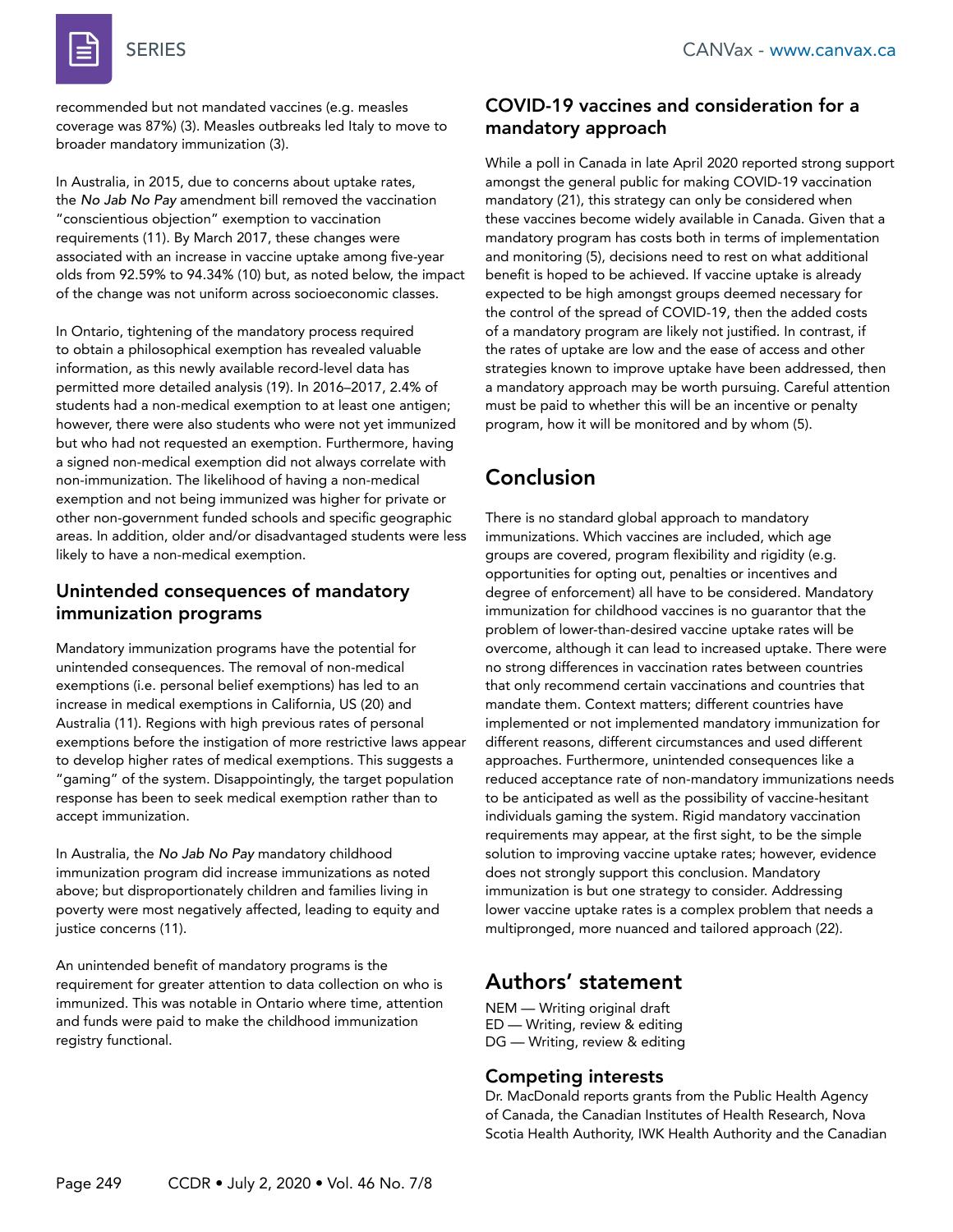recommended but not mandated vaccines (e.g. measles coverage was 87%) (3). Measles outbreaks led Italy to move to broader mandatory immunization (3).

In Australia, in 2015, due to concerns about uptake rates, the *No Jab No Pay* amendment bill removed the vaccination "conscientious objection" exemption to vaccination requirements (11). By March 2017, these changes were associated with an increase in vaccine uptake among five-year olds from 92.59% to 94.34% (10) but, as noted below, the impact of the change was not uniform across socioeconomic classes.

In Ontario, tightening of the mandatory process required to obtain a philosophical exemption has revealed valuable information, as this newly available record-level data has permitted more detailed analysis (19). In 2016–2017, 2.4% of students had a non-medical exemption to at least one antigen; however, there were also students who were not yet immunized but who had not requested an exemption. Furthermore, having a signed non-medical exemption did not always correlate with non-immunization. The likelihood of having a non-medical exemption and not being immunized was higher for private or other non-government funded schools and specific geographic areas. In addition, older and/or disadvantaged students were less likely to have a non-medical exemption.

## Unintended consequences of mandatory immunization programs

Mandatory immunization programs have the potential for unintended consequences. The removal of non-medical exemptions (i.e. personal belief exemptions) has led to an increase in medical exemptions in California, US (20) and Australia (11). Regions with high previous rates of personal exemptions before the instigation of more restrictive laws appear to develop higher rates of medical exemptions. This suggests a "gaming" of the system. Disappointingly, the target population response has been to seek medical exemption rather than to accept immunization.

In Australia, the *No Jab No Pay* mandatory childhood immunization program did increase immunizations as noted above; but disproportionately children and families living in poverty were most negatively affected, leading to equity and justice concerns (11).

An unintended benefit of mandatory programs is the requirement for greater attention to data collection on who is immunized. This was notable in Ontario where time, attention and funds were paid to make the childhood immunization registry functional.

## COVID-19 vaccines and consideration for a mandatory approach

While a poll in Canada in late April 2020 reported strong support amongst the general public for making COVID-19 vaccination mandatory (21), this strategy can only be considered when these vaccines become widely available in Canada. Given that a mandatory program has costs both in terms of implementation and monitoring (5), decisions need to rest on what additional benefit is hoped to be achieved. If vaccine uptake is already expected to be high amongst groups deemed necessary for the control of the spread of COVID-19, then the added costs of a mandatory program are likely not justified. In contrast, if the rates of uptake are low and the ease of access and other strategies known to improve uptake have been addressed, then a mandatory approach may be worth pursuing. Careful attention must be paid to whether this will be an incentive or penalty program, how it will be monitored and by whom (5).

# Conclusion

There is no standard global approach to mandatory immunizations. Which vaccines are included, which age groups are covered, program flexibility and rigidity (e.g. opportunities for opting out, penalties or incentives and degree of enforcement) all have to be considered. Mandatory immunization for childhood vaccines is no guarantor that the problem of lower-than-desired vaccine uptake rates will be overcome, although it can lead to increased uptake. There were no strong differences in vaccination rates between countries that only recommend certain vaccinations and countries that mandate them. Context matters; different countries have implemented or not implemented mandatory immunization for different reasons, different circumstances and used different approaches. Furthermore, unintended consequences like a reduced acceptance rate of non-mandatory immunizations needs to be anticipated as well as the possibility of vaccine-hesitant individuals gaming the system. Rigid mandatory vaccination requirements may appear, at the first sight, to be the simple solution to improving vaccine uptake rates; however, evidence does not strongly support this conclusion. Mandatory immunization is but one strategy to consider. Addressing lower vaccine uptake rates is a complex problem that needs a multipronged, more nuanced and tailored approach (22).

# Authors' statement

NEM — Writing original draft
ED — Writing, review & editing
DG — Writing, review & editing

## Competing interests

Dr. MacDonald reports grants from the Public Health Agency of Canada, the Canadian Institutes of Health Research, Nova Scotia Health Authority, IWK Health Authority and the Canadian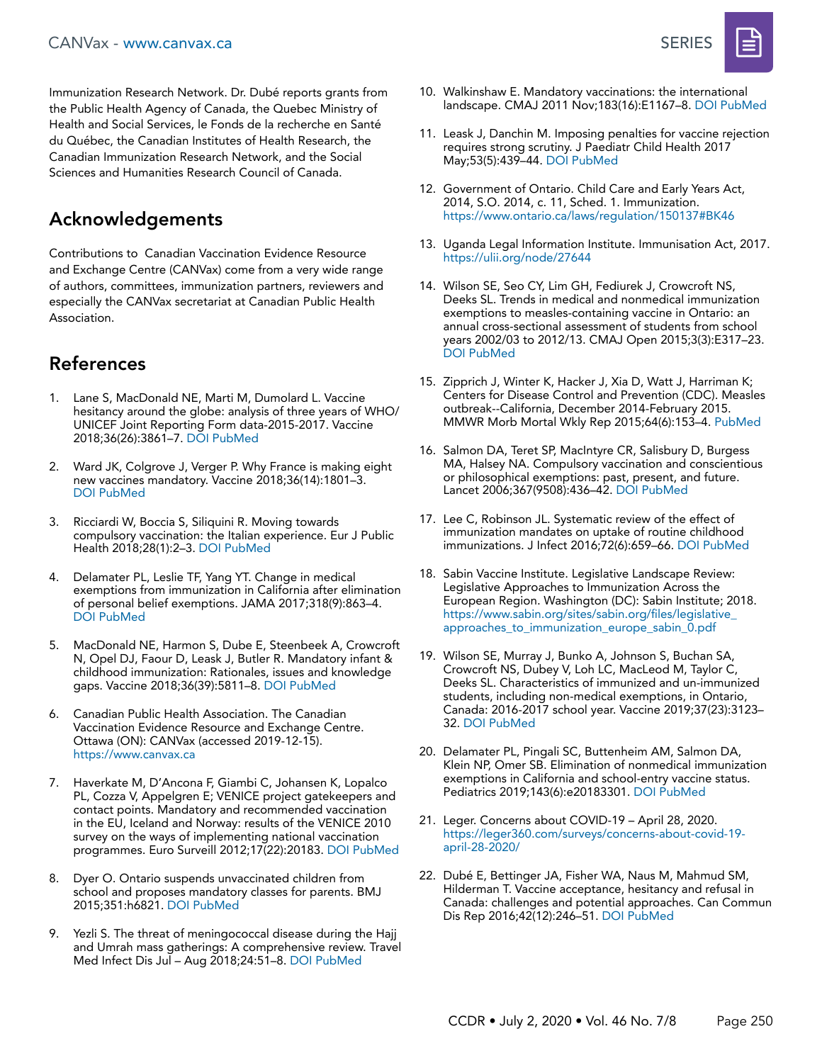Immunization Research Network. Dr. Dubé reports grants from the Public Health Agency of Canada, the Quebec Ministry of Health and Social Services, le Fonds de la recherche en Santé du Québec, the Canadian Institutes of Health Research, the Canadian Immunization Research Network, and the Social Sciences and Humanities Research Council of Canada.

## Acknowledgements

Contributions to Canadian Vaccination Evidence Resource and Exchange Centre (CANVax) come from a very wide range of authors, committees, immunization partners, reviewers and especially the CANVax secretariat at Canadian Public Health Association.

## References

1. Lane S, MacDonald NE, Marti M, Dumolard L. Vaccine hesitancy around the globe: analysis of three years of WHO/UNICEF Joint Reporting Form data-2015-2017. Vaccine 2018;36(26):3861–7. DOI PubMed
2. Ward JK, Colgrove J, Verger P. Why France is making eight new vaccines mandatory. Vaccine 2018;36(14):1801–3. DOI PubMed
3. Ricciardi W, Boccia S, Siliquini R. Moving towards compulsory vaccination: the Italian experience. Eur J Public Health 2018;28(1):2–3. DOI PubMed
4. Delamater PL, Leslie TF, Yang YT. Change in medical exemptions from immunization in California after elimination of personal belief exemptions. JAMA 2017;318(9):863–4. DOI PubMed
5. MacDonald NE, Harmon S, Dube E, Steenbeek A, Crowcroft N, Opel DJ, Faour D, Leask J, Butler R. Mandatory infant & childhood immunization: Rationales, issues and knowledge gaps. Vaccine 2018;36(39):5811–8. DOI PubMed
6. Canadian Public Health Association. The Canadian Vaccination Evidence Resource and Exchange Centre. Ottawa (ON): CANVax (accessed 2019-12-15). https://www.canvax.ca
7. Haverkate M, D'Ancona F, Giambi C, Johansen K, Lopalco PL, Cozza V, Appelgren E; VENICE project gatekeepers and contact points. Mandatory and recommended vaccination in the EU, Iceland and Norway: results of the VENICE 2010 survey on the ways of implementing national vaccination programmes. Euro Surveill 2012;17(22):20183. DOI PubMed
8. Dyer O. Ontario suspends unvaccinated children from school and proposes mandatory classes for parents. BMJ 2015;351:h6821. DOI PubMed
9. Yezli S. The threat of meningococcal disease during the Hajj and Umrah mass gatherings: A comprehensive review. Travel Med Infect Dis Jul – Aug 2018;24:51–8. DOI PubMed
10. Walkinshaw E. Mandatory vaccinations: the international landscape. CMAJ 2011 Nov;183(16):E1167–8. DOI PubMed
11. Leask J, Danchin M. Imposing penalties for vaccine rejection requires strong scrutiny. J Paediatr Child Health 2017 May;53(5):439–44. DOI PubMed
12. Government of Ontario. Child Care and Early Years Act, 2014, S.O. 2014, c. 11, Sched. 1. Immunization. https://www.ontario.ca/laws/regulation/150137#BK46
13. Uganda Legal Information Institute. Immunisation Act, 2017. https://ulii.org/node/27644
14. Wilson SE, Seo CY, Lim GH, Fediurek J, Crowcroft NS, Deeks SL. Trends in medical and nonmedical immunization exemptions to measles-containing vaccine in Ontario: an annual cross-sectional assessment of students from school years 2002/03 to 2012/13. CMAJ Open 2015;3(3):E317–23. DOI PubMed
15. Zipprich J, Winter K, Hacker J, Xia D, Watt J, Harriman K; Centers for Disease Control and Prevention (CDC). Measles outbreak--California, December 2014-February 2015. MMWR Morb Mortal Wkly Rep 2015;64(6):153–4. PubMed
16. Salmon DA, Teret SP, MacIntyre CR, Salisbury D, Burgess MA, Halsey NA. Compulsory vaccination and conscientious or philosophical exemptions: past, present, and future. Lancet 2006;367(9508):436–42. DOI PubMed
17. Lee C, Robinson JL. Systematic review of the effect of immunization mandates on uptake of routine childhood immunizations. J Infect 2016;72(6):659–66. DOI PubMed
18. Sabin Vaccine Institute. Legislative Landscape Review: Legislative Approaches to Immunization Across the European Region. Washington (DC): Sabin Institute; 2018. https://www.sabin.org/sites/sabin.org/files/legislative_approaches_to_immunization_europe_sabin_0.pdf
19. Wilson SE, Murray J, Bunko A, Johnson S, Buchan SA, Crowcroft NS, Dubey V, Loh LC, MacLeod M, Taylor C, Deeks SL. Characteristics of immunized and un-immunized students, including non-medical exemptions, in Ontario, Canada: 2016-2017 school year. Vaccine 2019;37(23):3123–32. DOI PubMed
20. Delamater PL, Pingali SC, Buttenheim AM, Salmon DA, Klein NP, Omer SB. Elimination of nonmedical immunization exemptions in California and school-entry vaccine status. Pediatrics 2019;143(6):e20183301. DOI PubMed
21. Leger. Concerns about COVID-19 – April 28, 2020. https://leger360.com/surveys/concerns-about-covid-19-april-28-2020/
22. Dubé E, Bettinger JA, Fisher WA, Naus M, Mahmud SM, Hilderman T. Vaccine acceptance, hesitancy and refusal in Canada: challenges and potential approaches. Can Commun Dis Rep 2016;42(12):246–51. DOI PubMed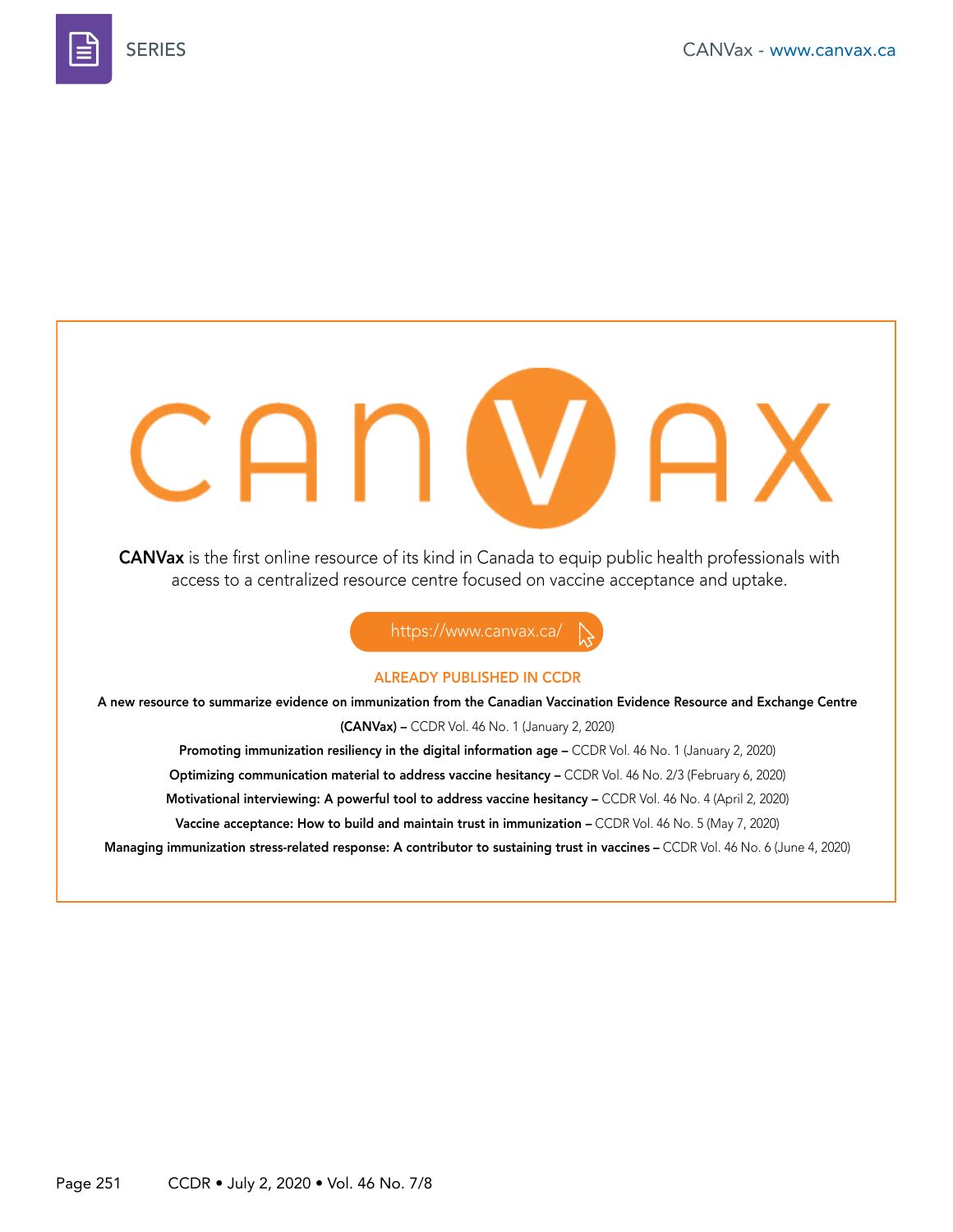**CANVax** is the first online resource of its kind in Canada to equip public health professionals with access to a centralized resource centre focused on vaccine acceptance and uptake.

https://www.canvax.ca/

## ALREADY PUBLISHED IN CCDR

**A new resource to summarize evidence on immunization from the Canadian Vaccination Evidence Resource and Exchange Centre (CANVax) –** CCDR Vol. 46 No. 1 (January 2, 2020)

**Promoting immunization resiliency in the digital information age –** CCDR Vol. 46 No. 1 (January 2, 2020)

**Optimizing communication material to address vaccine hesitancy –** CCDR Vol. 46 No. 2/3 (February 6, 2020)

**Motivational interviewing: A powerful tool to address vaccine hesitancy –** CCDR Vol. 46 No. 4 (April 2, 2020)

**Vaccine acceptance: How to build and maintain trust in immunization –** CCDR Vol. 46 No. 5 (May 7, 2020)

**Managing immunization stress-related response: A contributor to sustaining trust in vaccines –** CCDR Vol. 46 No. 6 (June 4, 2020)